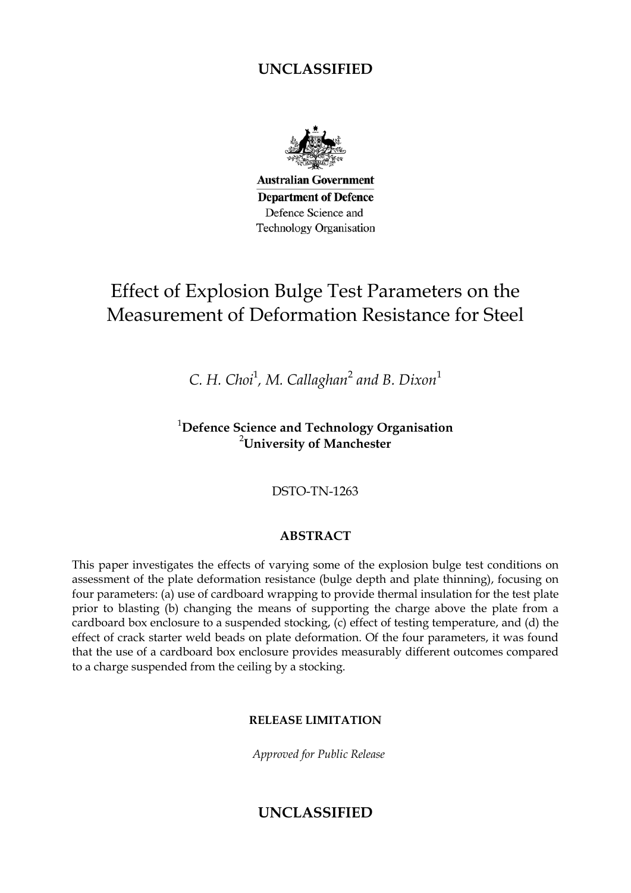**UNCLASSIFIED**

**Australian Government**

**Department of Defence**

Defence Science and Technology Organisation

# Effect of Explosion Bulge Test Parameters on the Measurement of Deformation Resistance for Steel

*C. H. Choi*[1], *M. Callaghan*[2] *and B. Dixon*[1]

[1]**Defence Science and Technology Organisation**
[2]**University of Manchester**

DSTO-TN-1263

## ABSTRACT

This paper investigates the effects of varying some of the explosion bulge test conditions on assessment of the plate deformation resistance (bulge depth and plate thinning), focusing on four parameters: (a) use of cardboard wrapping to provide thermal insulation for the test plate prior to blasting (b) changing the means of supporting the charge above the plate from a cardboard box enclosure to a suspended stocking, (c) effect of testing temperature, and (d) the effect of crack starter weld beads on plate deformation. Of the four parameters, it was found that the use of a cardboard box enclosure provides measurably different outcomes compared to a charge suspended from the ceiling by a stocking.

**RELEASE LIMITATION**

*Approved for Public Release*

**UNCLASSIFIED**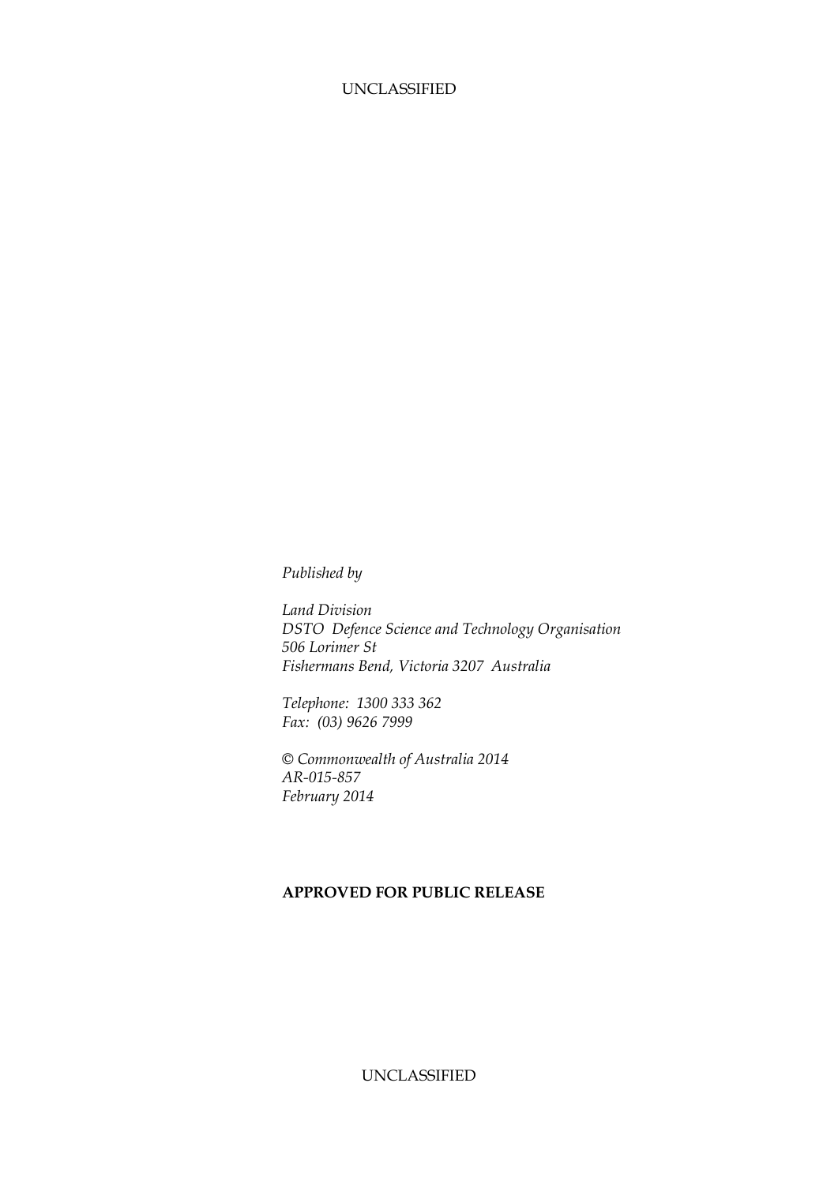*Published by*

*Land Division*
*DSTO Defence Science and Technology Organisation*
*506 Lorimer St*
*Fishermans Bend, Victoria 3207 Australia*

*Telephone: 1300 333 362*
*Fax: (03) 9626 7999*

*© Commonwealth of Australia 2014*
*AR-015-857*
*February 2014*

**APPROVED FOR PUBLIC RELEASE**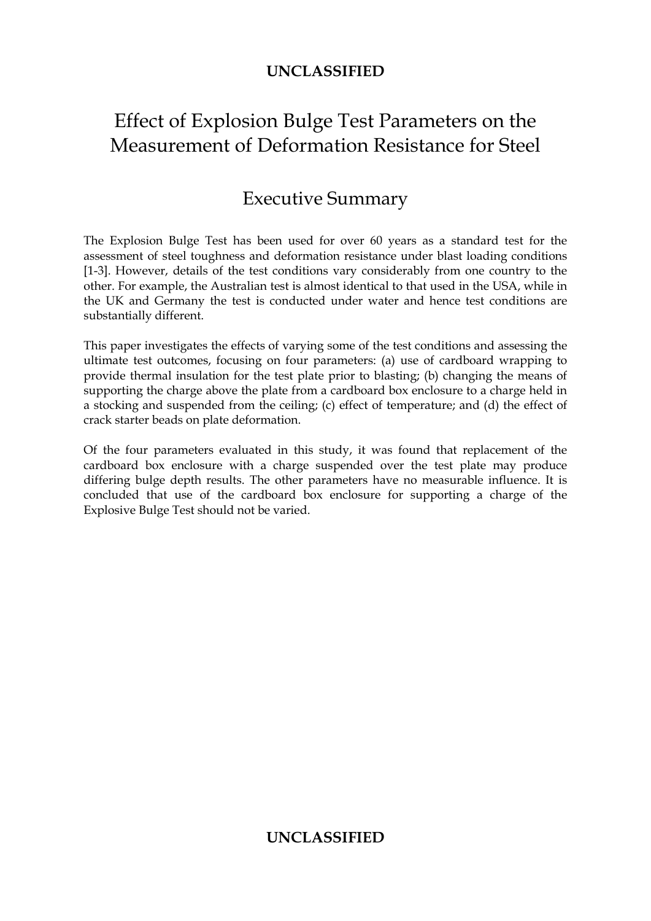# Effect of Explosion Bulge Test Parameters on the Measurement of Deformation Resistance for Steel

## Executive Summary

The Explosion Bulge Test has been used for over 60 years as a standard test for the assessment of steel toughness and deformation resistance under blast loading conditions [1-3]. However, details of the test conditions vary considerably from one country to the other. For example, the Australian test is almost identical to that used in the USA, while in the UK and Germany the test is conducted under water and hence test conditions are substantially different.

This paper investigates the effects of varying some of the test conditions and assessing the ultimate test outcomes, focusing on four parameters: (a) use of cardboard wrapping to provide thermal insulation for the test plate prior to blasting; (b) changing the means of supporting the charge above the plate from a cardboard box enclosure to a charge held in a stocking and suspended from the ceiling; (c) effect of temperature; and (d) the effect of crack starter beads on plate deformation.

Of the four parameters evaluated in this study, it was found that replacement of the cardboard box enclosure with a charge suspended over the test plate may produce differing bulge depth results. The other parameters have no measurable influence. It is concluded that use of the cardboard box enclosure for supporting a charge of the Explosive Bulge Test should not be varied.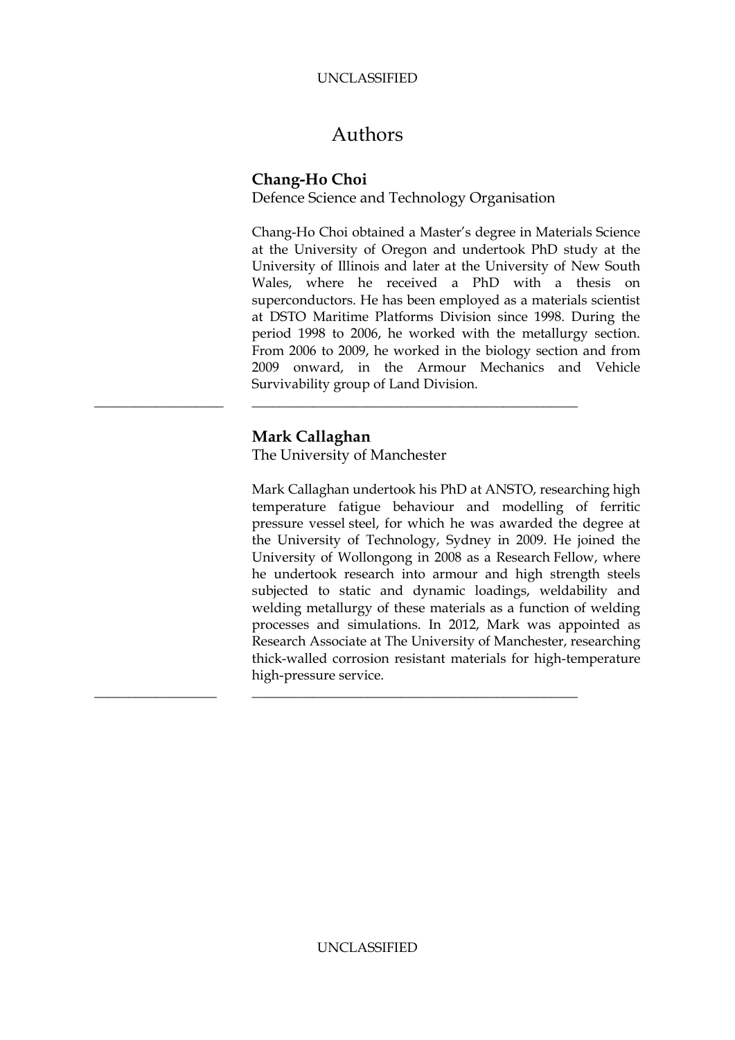# Authors

**Chang-Ho Choi**
Defence Science and Technology Organisation

Chang-Ho Choi obtained a Master's degree in Materials Science at the University of Oregon and undertook PhD study at the University of Illinois and later at the University of New South Wales, where he received a PhD with a thesis on superconductors. He has been employed as a materials scientist at DSTO Maritime Platforms Division since 1998. During the period 1998 to 2006, he worked with the metallurgy section. From 2006 to 2009, he worked in the biology section and from 2009 onward, in the Armour Mechanics and Vehicle Survivability group of Land Division.

---

**Mark Callaghan**
The University of Manchester

Mark Callaghan undertook his PhD at ANSTO, researching high temperature fatigue behaviour and modelling of ferritic pressure vessel steel, for which he was awarded the degree at the University of Technology, Sydney in 2009. He joined the University of Wollongong in 2008 as a Research Fellow, where he undertook research into armour and high strength steels subjected to static and dynamic loadings, weldability and welding metallurgy of these materials as a function of welding processes and simulations. In 2012, Mark was appointed as Research Associate at The University of Manchester, researching thick-walled corrosion resistant materials for high-temperature high-pressure service.

---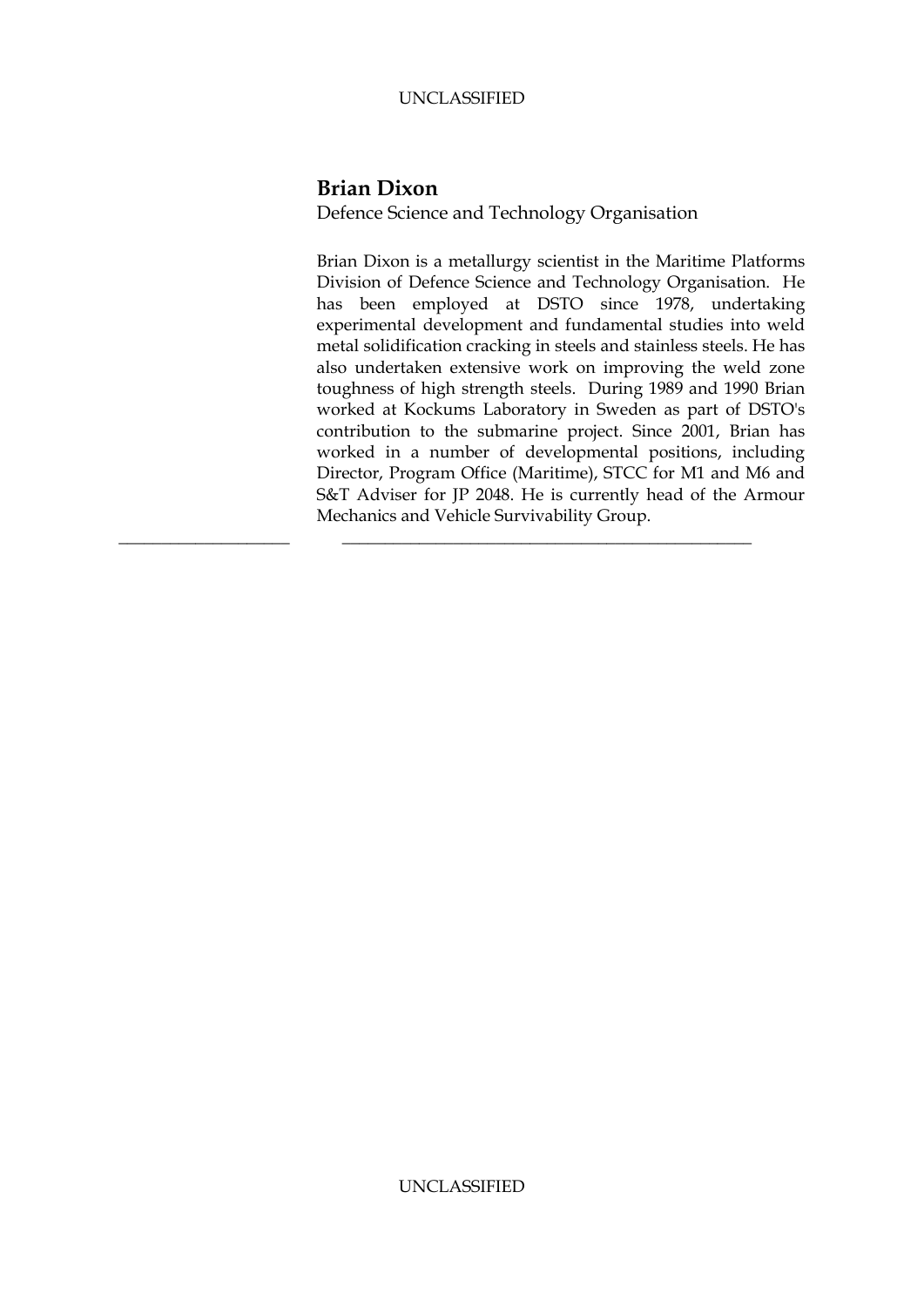## Brian Dixon

Defence Science and Technology Organisation

Brian Dixon is a metallurgy scientist in the Maritime Platforms Division of Defence Science and Technology Organisation. He has been employed at DSTO since 1978, undertaking experimental development and fundamental studies into weld metal solidification cracking in steels and stainless steels. He has also undertaken extensive work on improving the weld zone toughness of high strength steels. During 1989 and 1990 Brian worked at Kockums Laboratory in Sweden as part of DSTO's contribution to the submarine project. Since 2001, Brian has worked in a number of developmental positions, including Director, Program Office (Maritime), STCC for M1 and M6 and S&T Adviser for JP 2048. He is currently head of the Armour Mechanics and Vehicle Survivability Group.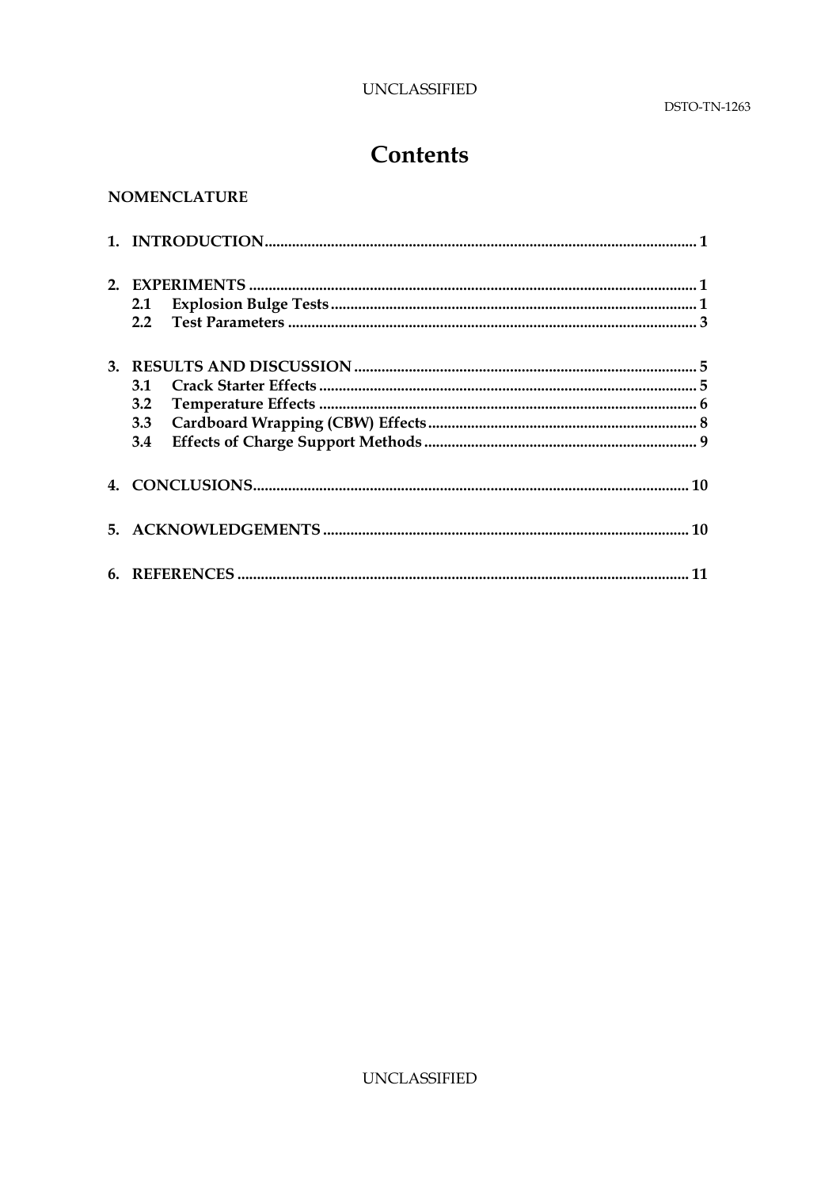# Contents

**NOMENCLATURE**

**1. INTRODUCTION** .......... 1

**2. EXPERIMENTS** .......... 1
- **2.1 Explosion Bulge Tests** .......... 1
- **2.2 Test Parameters** .......... 3

**3. RESULTS AND DISCUSSION** .......... 5
- **3.1 Crack Starter Effects** .......... 5
- **3.2 Temperature Effects** .......... 6
- **3.3 Cardboard Wrapping (CBW) Effects** .......... 8
- **3.4 Effects of Charge Support Methods** .......... 9

**4. CONCLUSIONS** .......... 10

**5. ACKNOWLEDGEMENTS** .......... 10

**6. REFERENCES** .......... 11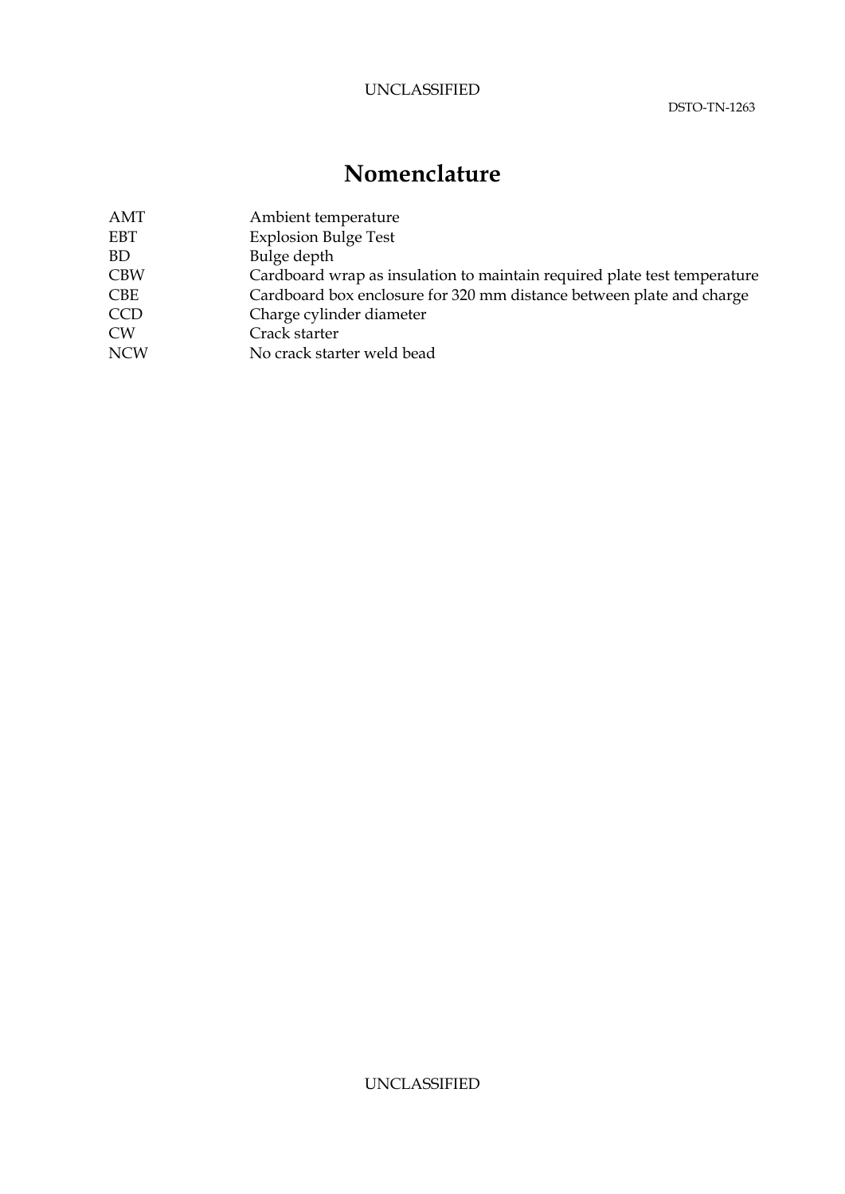# Nomenclature

| | |
|---|---|
| AMT | Ambient temperature |
| EBT | Explosion Bulge Test |
| BD | Bulge depth |
| CBW | Cardboard wrap as insulation to maintain required plate test temperature |
| CBE | Cardboard box enclosure for 320 mm distance between plate and charge |
| CCD | Charge cylinder diameter |
| CW | Crack starter |
| NCW | No crack starter weld bead |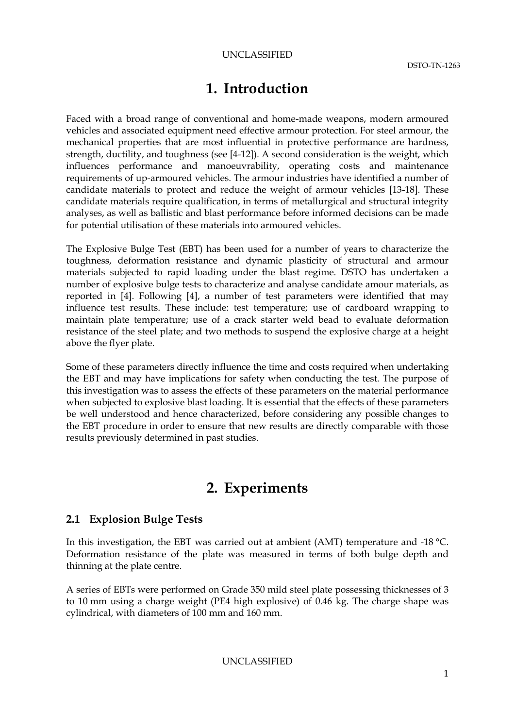# 1. Introduction

Faced with a broad range of conventional and home-made weapons, modern armoured vehicles and associated equipment need effective armour protection. For steel armour, the mechanical properties that are most influential in protective performance are hardness, strength, ductility, and toughness (see [4-12]). A second consideration is the weight, which influences performance and manoeuvrability, operating costs and maintenance requirements of up-armoured vehicles. The armour industries have identified a number of candidate materials to protect and reduce the weight of armour vehicles [13-18]. These candidate materials require qualification, in terms of metallurgical and structural integrity analyses, as well as ballistic and blast performance before informed decisions can be made for potential utilisation of these materials into armoured vehicles.

The Explosive Bulge Test (EBT) has been used for a number of years to characterize the toughness, deformation resistance and dynamic plasticity of structural and armour materials subjected to rapid loading under the blast regime. DSTO has undertaken a number of explosive bulge tests to characterize and analyse candidate amour materials, as reported in [4]. Following [4], a number of test parameters were identified that may influence test results. These include: test temperature; use of cardboard wrapping to maintain plate temperature; use of a crack starter weld bead to evaluate deformation resistance of the steel plate; and two methods to suspend the explosive charge at a height above the flyer plate.

Some of these parameters directly influence the time and costs required when undertaking the EBT and may have implications for safety when conducting the test. The purpose of this investigation was to assess the effects of these parameters on the material performance when subjected to explosive blast loading. It is essential that the effects of these parameters be well understood and hence characterized, before considering any possible changes to the EBT procedure in order to ensure that new results are directly comparable with those results previously determined in past studies.

# 2. Experiments

## 2.1 Explosion Bulge Tests

In this investigation, the EBT was carried out at ambient (AMT) temperature and -18 °C. Deformation resistance of the plate was measured in terms of both bulge depth and thinning at the plate centre.

A series of EBTs were performed on Grade 350 mild steel plate possessing thicknesses of 3 to 10 mm using a charge weight (PE4 high explosive) of 0.46 kg. The charge shape was cylindrical, with diameters of 100 mm and 160 mm.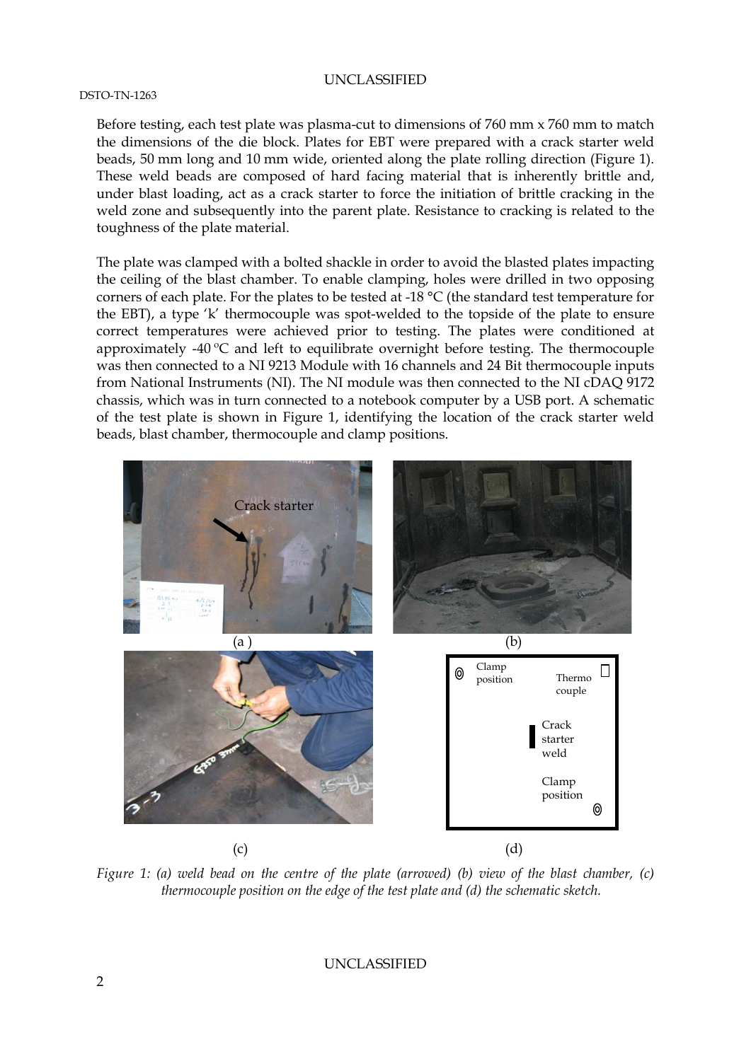Before testing, each test plate was plasma-cut to dimensions of 760 mm x 760 mm to match the dimensions of the die block. Plates for EBT were prepared with a crack starter weld beads, 50 mm long and 10 mm wide, oriented along the plate rolling direction (Figure 1). These weld beads are composed of hard facing material that is inherently brittle and, under blast loading, act as a crack starter to force the initiation of brittle cracking in the weld zone and subsequently into the parent plate. Resistance to cracking is related to the toughness of the plate material.

The plate was clamped with a bolted shackle in order to avoid the blasted plates impacting the ceiling of the blast chamber. To enable clamping, holes were drilled in two opposing corners of each plate. For the plates to be tested at -18 °C (the standard test temperature for the EBT), a type 'k' thermocouple was spot-welded to the topside of the plate to ensure correct temperatures were achieved prior to testing. The plates were conditioned at approximately -40 ºC and left to equilibrate overnight before testing. The thermocouple was then connected to a NI 9213 Module with 16 channels and 24 Bit thermocouple inputs from National Instruments (NI). The NI module was then connected to the NI cDAQ 9172 chassis, which was in turn connected to a notebook computer by a USB port. A schematic of the test plate is shown in Figure 1, identifying the location of the crack starter weld beads, blast chamber, thermocouple and clamp positions.

*Figure 1: (a) weld bead on the centre of the plate (arrowed) (b) view of the blast chamber, (c) thermocouple position on the edge of the test plate and (d) the schematic sketch.*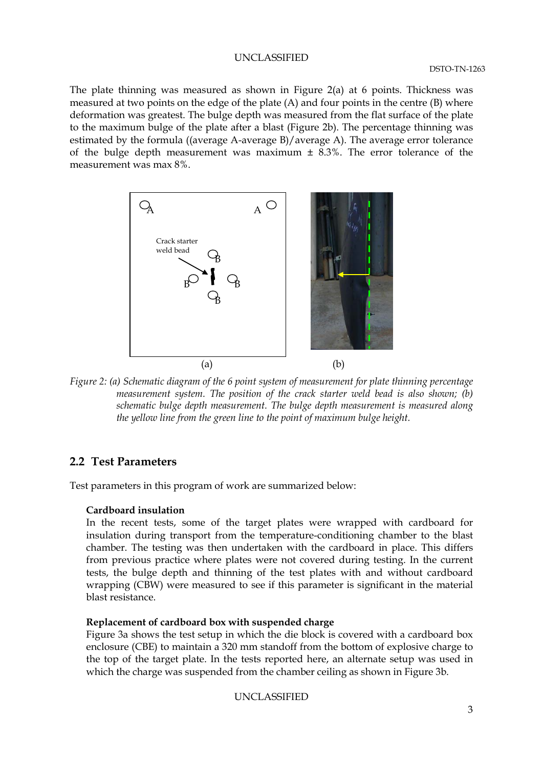The plate thinning was measured as shown in Figure 2(a) at 6 points. Thickness was measured at two points on the edge of the plate (A) and four points in the centre (B) where deformation was greatest. The bulge depth was measured from the flat surface of the plate to the maximum bulge of the plate after a blast (Figure 2b). The percentage thinning was estimated by the formula ((average A-average B)/average A). The average error tolerance of the bulge depth measurement was maximum ± 8.3%. The error tolerance of the measurement was max 8%.

*Figure 2: (a) Schematic diagram of the 6 point system of measurement for plate thinning percentage measurement system. The position of the crack starter weld bead is also shown; (b) schematic bulge depth measurement. The bulge depth measurement is measured along the yellow line from the green line to the point of maximum bulge height.*

## 2.2 Test Parameters

Test parameters in this program of work are summarized below:

**Cardboard insulation**

In the recent tests, some of the target plates were wrapped with cardboard for insulation during transport from the temperature-conditioning chamber to the blast chamber. The testing was then undertaken with the cardboard in place. This differs from previous practice where plates were not covered during testing. In the current tests, the bulge depth and thinning of the test plates with and without cardboard wrapping (CBW) were measured to see if this parameter is significant in the material blast resistance.

**Replacement of cardboard box with suspended charge**

Figure 3a shows the test setup in which the die block is covered with a cardboard box enclosure (CBE) to maintain a 320 mm standoff from the bottom of explosive charge to the top of the target plate. In the tests reported here, an alternate setup was used in which the charge was suspended from the chamber ceiling as shown in Figure 3b.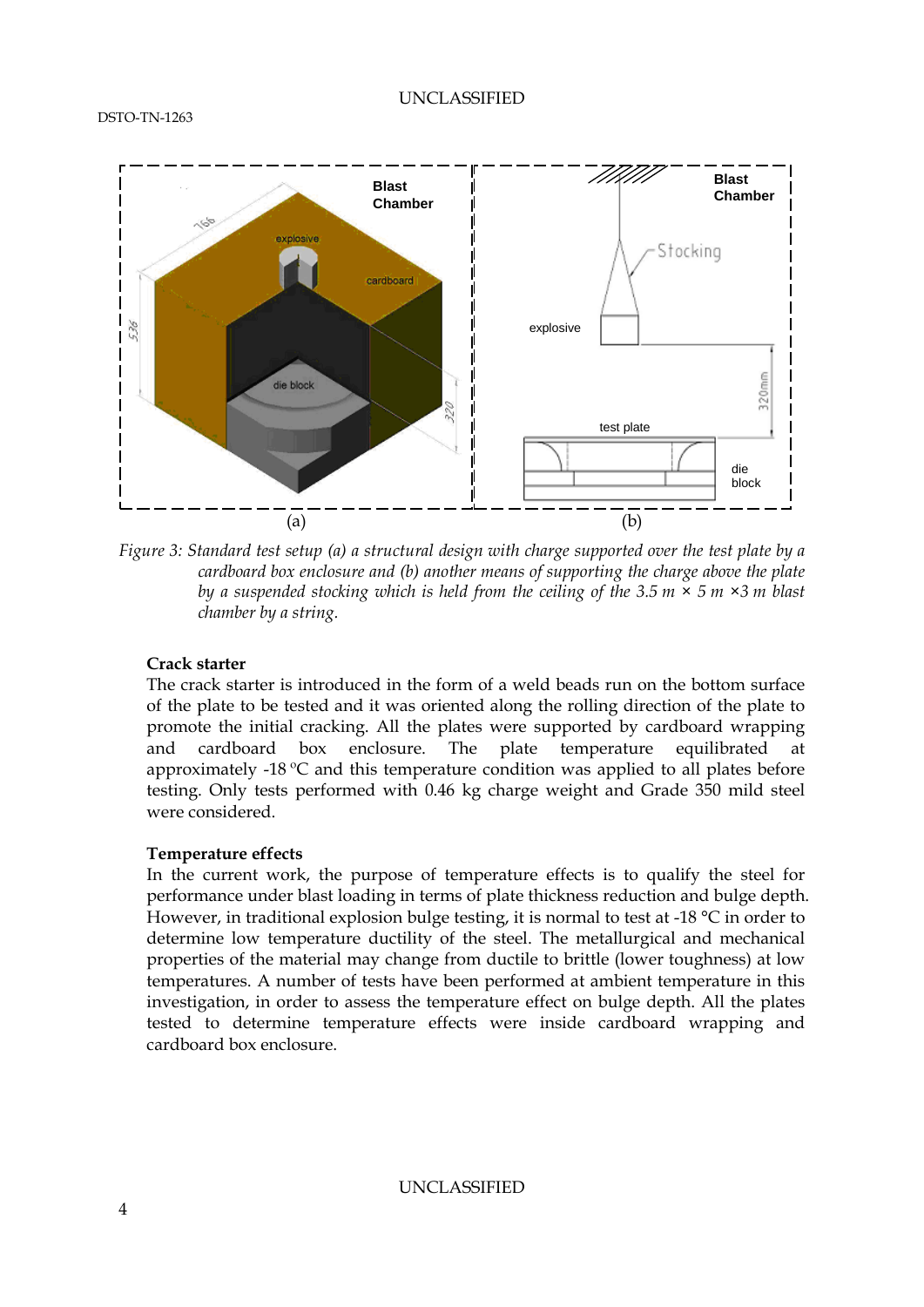*Figure 3: Standard test setup (a) a structural design with charge supported over the test plate by a cardboard box enclosure and (b) another means of supporting the charge above the plate by a suspended stocking which is held from the ceiling of the 3.5 m × 5 m ×3 m blast chamber by a string.*

**Crack starter**

The crack starter is introduced in the form of a weld beads run on the bottom surface of the plate to be tested and it was oriented along the rolling direction of the plate to promote the initial cracking. All the plates were supported by cardboard wrapping and cardboard box enclosure. The plate temperature equilibrated at approximately -18 °C and this temperature condition was applied to all plates before testing. Only tests performed with 0.46 kg charge weight and Grade 350 mild steel were considered.

**Temperature effects**

In the current work, the purpose of temperature effects is to qualify the steel for performance under blast loading in terms of plate thickness reduction and bulge depth. However, in traditional explosion bulge testing, it is normal to test at -18 °C in order to determine low temperature ductility of the steel. The metallurgical and mechanical properties of the material may change from ductile to brittle (lower toughness) at low temperatures. A number of tests have been performed at ambient temperature in this investigation, in order to assess the temperature effect on bulge depth. All the plates tested to determine temperature effects were inside cardboard wrapping and cardboard box enclosure.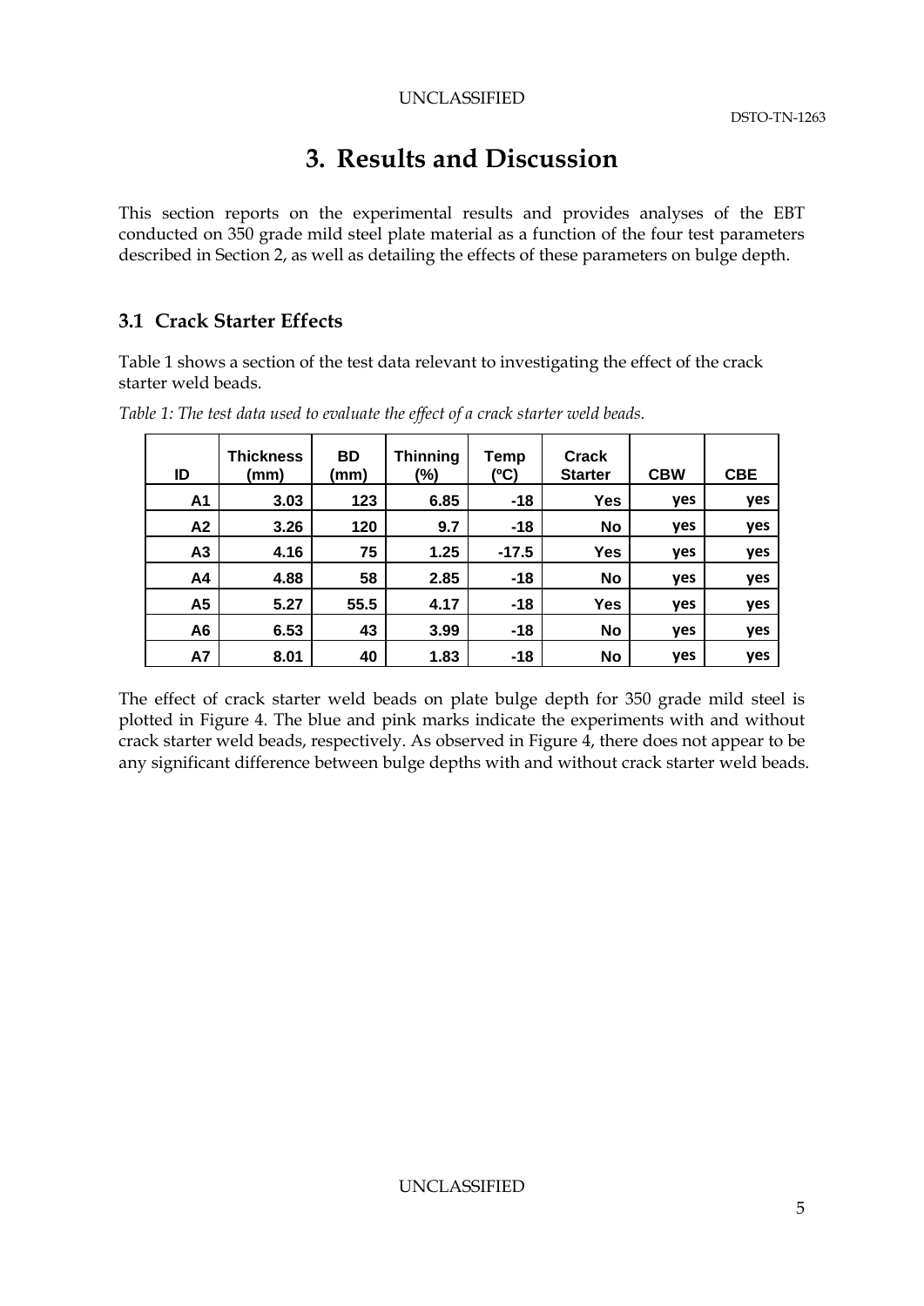# 3. Results and Discussion

This section reports on the experimental results and provides analyses of the EBT conducted on 350 grade mild steel plate material as a function of the four test parameters described in Section 2, as well as detailing the effects of these parameters on bulge depth.

## 3.1 Crack Starter Effects

Table 1 shows a section of the test data relevant to investigating the effect of the crack starter weld beads.

*Table 1: The test data used to evaluate the effect of a crack starter weld beads.*

| ID | Thickness (mm) | BD (mm) | Thinning (%) | Temp (ºC) | Crack Starter | CBW | CBE |
|---|---|---|---|---|---|---|---|
| A1 | 3.03 | 123 | 6.85 | -18 | Yes | yes | yes |
| A2 | 3.26 | 120 | 9.7 | -18 | No | yes | yes |
| A3 | 4.16 | 75 | 1.25 | -17.5 | Yes | yes | yes |
| A4 | 4.88 | 58 | 2.85 | -18 | No | yes | yes |
| A5 | 5.27 | 55.5 | 4.17 | -18 | Yes | yes | yes |
| A6 | 6.53 | 43 | 3.99 | -18 | No | yes | yes |
| A7 | 8.01 | 40 | 1.83 | -18 | No | yes | yes |

The effect of crack starter weld beads on plate bulge depth for 350 grade mild steel is plotted in Figure 4. The blue and pink marks indicate the experiments with and without crack starter weld beads, respectively. As observed in Figure 4, there does not appear to be any significant difference between bulge depths with and without crack starter weld beads.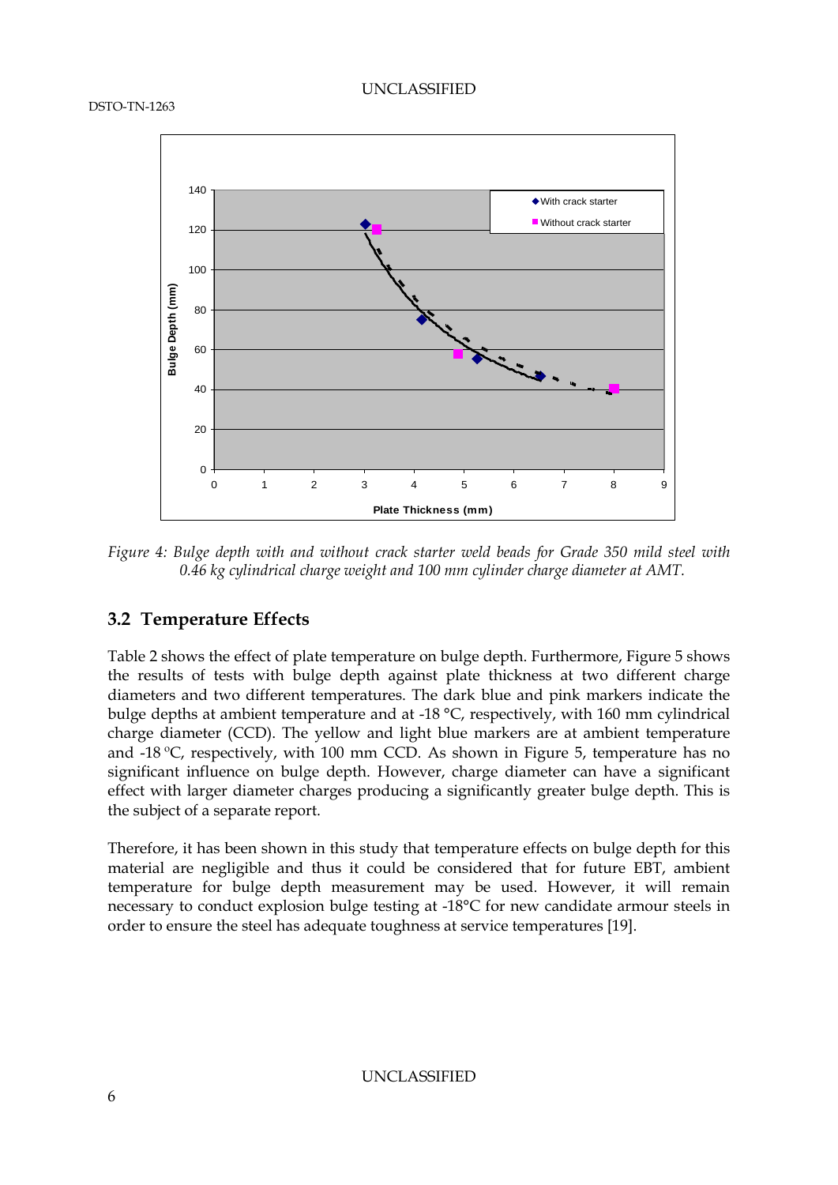*Figure 4: Bulge depth with and without crack starter weld beads for Grade 350 mild steel with 0.46 kg cylindrical charge weight and 100 mm cylinder charge diameter at AMT.*

## 3.2 Temperature Effects

Table 2 shows the effect of plate temperature on bulge depth. Furthermore, Figure 5 shows the results of tests with bulge depth against plate thickness at two different charge diameters and two different temperatures. The dark blue and pink markers indicate the bulge depths at ambient temperature and at -18 °C, respectively, with 160 mm cylindrical charge diameter (CCD). The yellow and light blue markers are at ambient temperature and -18 °C, respectively, with 100 mm CCD. As shown in Figure 5, temperature has no significant influence on bulge depth. However, charge diameter can have a significant effect with larger diameter charges producing a significantly greater bulge depth. This is the subject of a separate report.

Therefore, it has been shown in this study that temperature effects on bulge depth for this material are negligible and thus it could be considered that for future EBT, ambient temperature for bulge depth measurement may be used. However, it will remain necessary to conduct explosion bulge testing at -18°C for new candidate armour steels in order to ensure the steel has adequate toughness at service temperatures [19].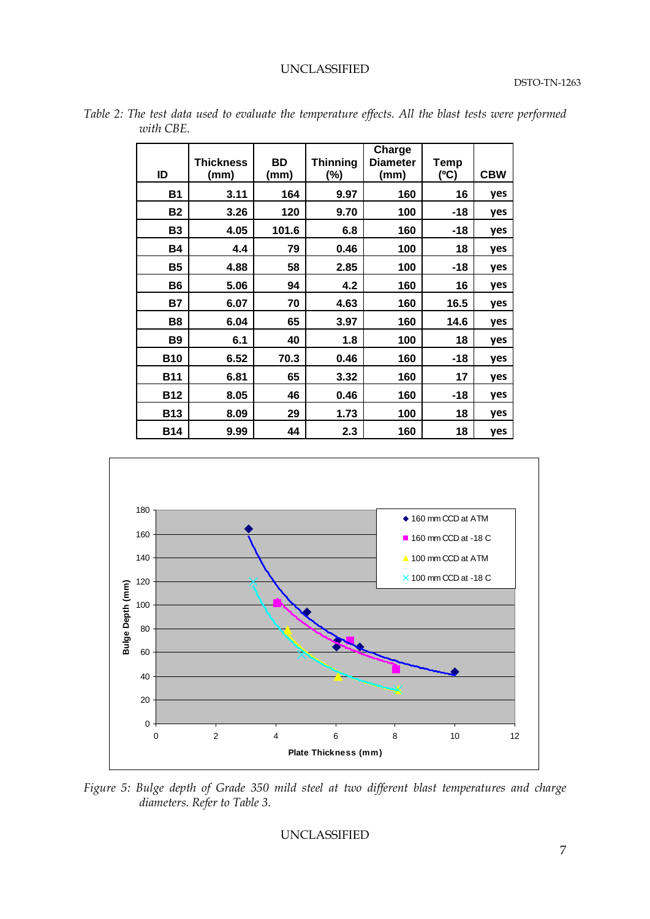*Table 2: The test data used to evaluate the temperature effects. All the blast tests were performed with CBE.*

| ID | Thickness (mm) | BD (mm) | Thinning (%) | Charge Diameter (mm) | Temp (ºC) | CBW |
|---|---|---|---|---|---|---|
| B1 | 3.11 | 164 | 9.97 | 160 | 16 | yes |
| B2 | 3.26 | 120 | 9.70 | 100 | -18 | yes |
| B3 | 4.05 | 101.6 | 6.8 | 160 | -18 | yes |
| B4 | 4.4 | 79 | 0.46 | 100 | 18 | yes |
| B5 | 4.88 | 58 | 2.85 | 100 | -18 | yes |
| B6 | 5.06 | 94 | 4.2 | 160 | 16 | yes |
| B7 | 6.07 | 70 | 4.63 | 160 | 16.5 | yes |
| B8 | 6.04 | 65 | 3.97 | 160 | 14.6 | yes |
| B9 | 6.1 | 40 | 1.8 | 100 | 18 | yes |
| B10 | 6.52 | 70.3 | 0.46 | 160 | -18 | yes |
| B11 | 6.81 | 65 | 3.32 | 160 | 17 | yes |
| B12 | 8.05 | 46 | 0.46 | 160 | -18 | yes |
| B13 | 8.09 | 29 | 1.73 | 100 | 18 | yes |
| B14 | 9.99 | 44 | 2.3 | 160 | 18 | yes |

*Figure 5: Bulge depth of Grade 350 mild steel at two different blast temperatures and charge diameters. Refer to Table 3.*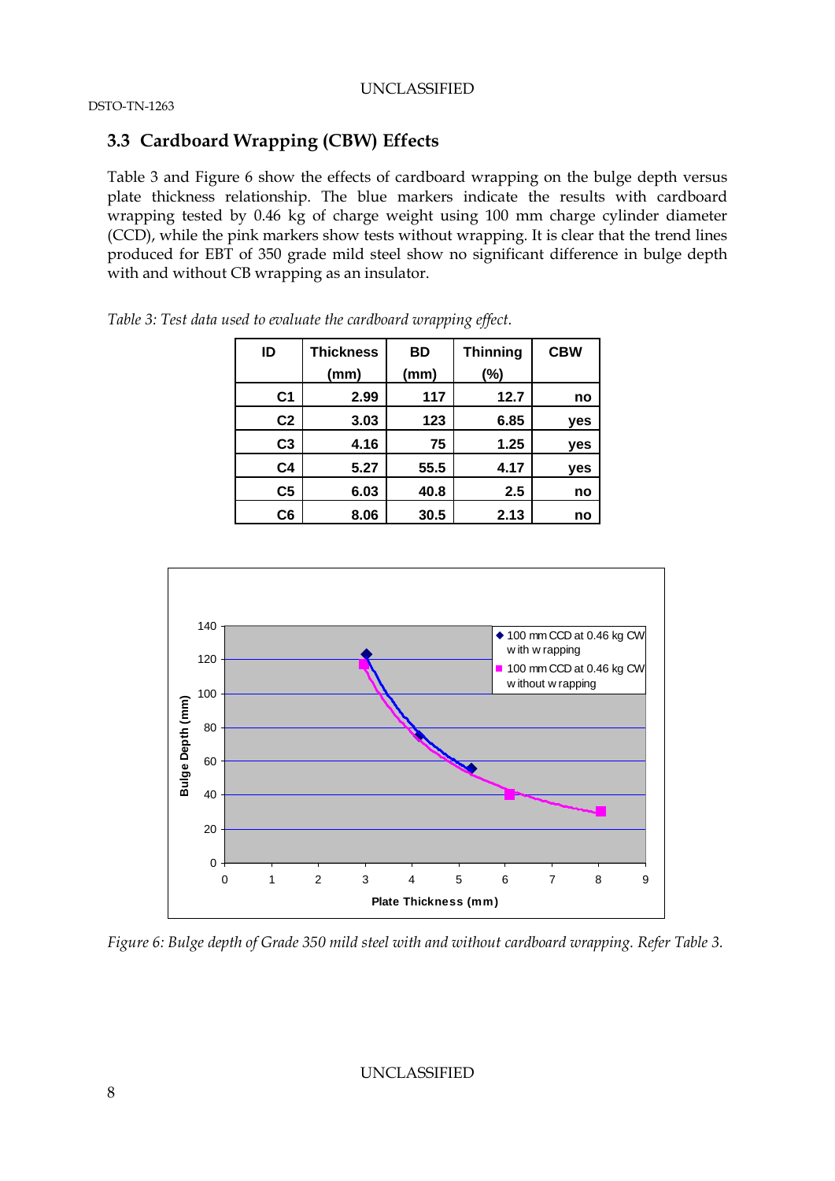## 3.3 Cardboard Wrapping (CBW) Effects

Table 3 and Figure 6 show the effects of cardboard wrapping on the bulge depth versus plate thickness relationship. The blue markers indicate the results with cardboard wrapping tested by 0.46 kg of charge weight using 100 mm charge cylinder diameter (CCD), while the pink markers show tests without wrapping. It is clear that the trend lines produced for EBT of 350 grade mild steel show no significant difference in bulge depth with and without CB wrapping as an insulator.

*Table 3: Test data used to evaluate the cardboard wrapping effect.*

| ID | Thickness (mm) | BD (mm) | Thinning (%) | CBW |
|---|---|---|---|---|
| C1 | 2.99 | 117 | 12.7 | no |
| C2 | 3.03 | 123 | 6.85 | yes |
| C3 | 4.16 | 75 | 1.25 | yes |
| C4 | 5.27 | 55.5 | 4.17 | yes |
| C5 | 6.03 | 40.8 | 2.5 | no |
| C6 | 8.06 | 30.5 | 2.13 | no |

*Figure 6: Bulge depth of Grade 350 mild steel with and without cardboard wrapping. Refer Table 3.*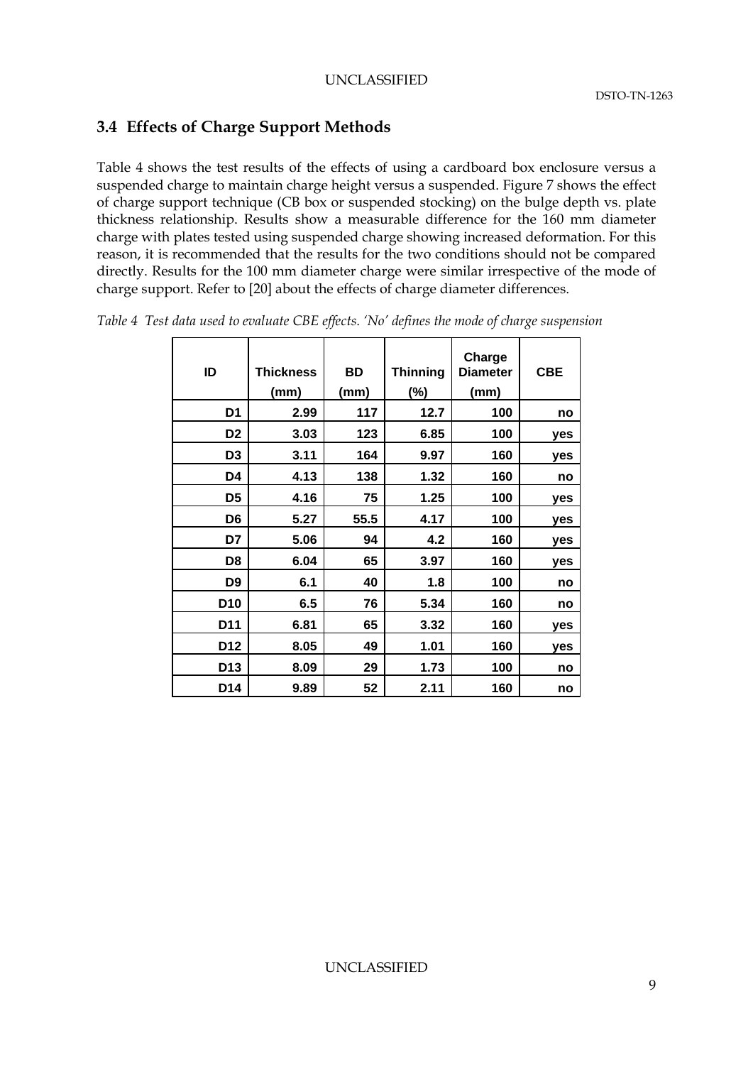## 3.4 Effects of Charge Support Methods

Table 4 shows the test results of the effects of using a cardboard box enclosure versus a suspended charge to maintain charge height versus a suspended. Figure 7 shows the effect of charge support technique (CB box or suspended stocking) on the bulge depth vs. plate thickness relationship. Results show a measurable difference for the 160 mm diameter charge with plates tested using suspended charge showing increased deformation. For this reason, it is recommended that the results for the two conditions should not be compared directly. Results for the 100 mm diameter charge were similar irrespective of the mode of charge support. Refer to [20] about the effects of charge diameter differences.

*Table 4 Test data used to evaluate CBE effects. 'No' defines the mode of charge suspension*

| ID | Thickness (mm) | BD (mm) | Thinning (%) | Charge Diameter (mm) | CBE |
|---|---|---|---|---|---|
| D1 | 2.99 | 117 | 12.7 | 100 | no |
| D2 | 3.03 | 123 | 6.85 | 100 | yes |
| D3 | 3.11 | 164 | 9.97 | 160 | yes |
| D4 | 4.13 | 138 | 1.32 | 160 | no |
| D5 | 4.16 | 75 | 1.25 | 100 | yes |
| D6 | 5.27 | 55.5 | 4.17 | 100 | yes |
| D7 | 5.06 | 94 | 4.2 | 160 | yes |
| D8 | 6.04 | 65 | 3.97 | 160 | yes |
| D9 | 6.1 | 40 | 1.8 | 100 | no |
| D10 | 6.5 | 76 | 5.34 | 160 | no |
| D11 | 6.81 | 65 | 3.32 | 160 | yes |
| D12 | 8.05 | 49 | 1.01 | 160 | yes |
| D13 | 8.09 | 29 | 1.73 | 100 | no |
| D14 | 9.89 | 52 | 2.11 | 160 | no |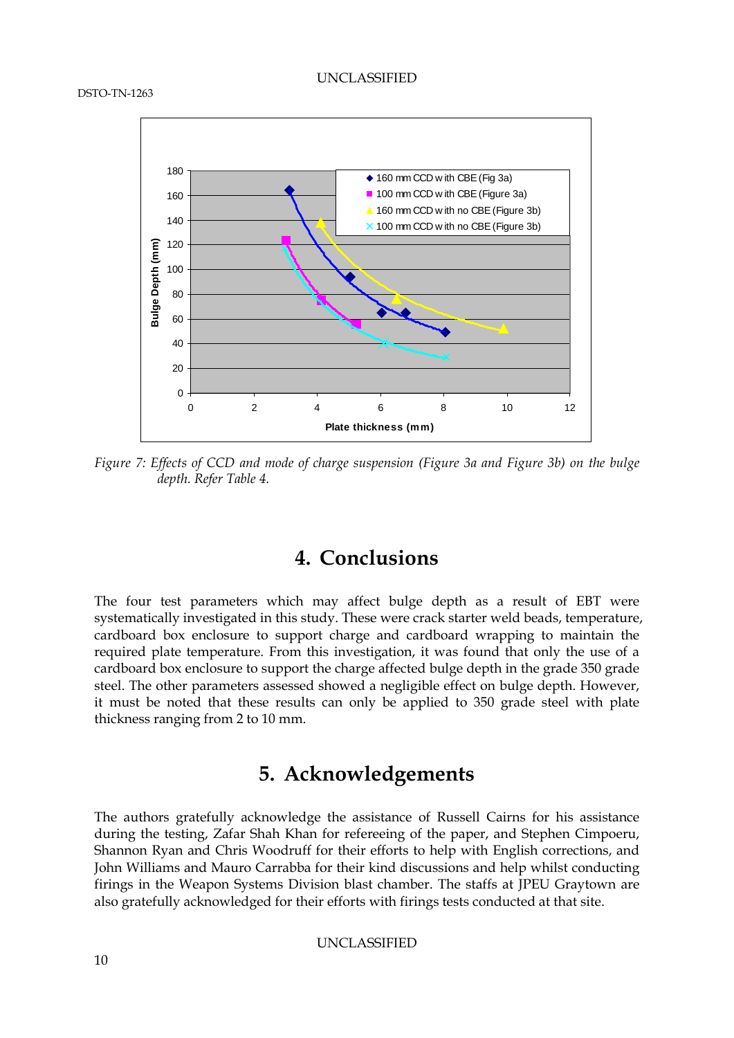*Figure 7: Effects of CCD and mode of charge suspension (Figure 3a and Figure 3b) on the bulge depth. Refer Table 4.*

# 4. Conclusions

The four test parameters which may affect bulge depth as a result of EBT were systematically investigated in this study. These were crack starter weld beads, temperature, cardboard box enclosure to support charge and cardboard wrapping to maintain the required plate temperature. From this investigation, it was found that only the use of a cardboard box enclosure to support the charge affected bulge depth in the grade 350 grade steel. The other parameters assessed showed a negligible effect on bulge depth. However, it must be noted that these results can only be applied to 350 grade steel with plate thickness ranging from 2 to 10 mm.

# 5. Acknowledgements

The authors gratefully acknowledge the assistance of Russell Cairns for his assistance during the testing, Zafar Shah Khan for refereeing of the paper, and Stephen Cimpoeru, Shannon Ryan and Chris Woodruff for their efforts to help with English corrections, and John Williams and Mauro Carrabba for their kind discussions and help whilst conducting firings in the Weapon Systems Division blast chamber. The staffs at JPEU Graytown are also gratefully acknowledged for their efforts with firings tests conducted at that site.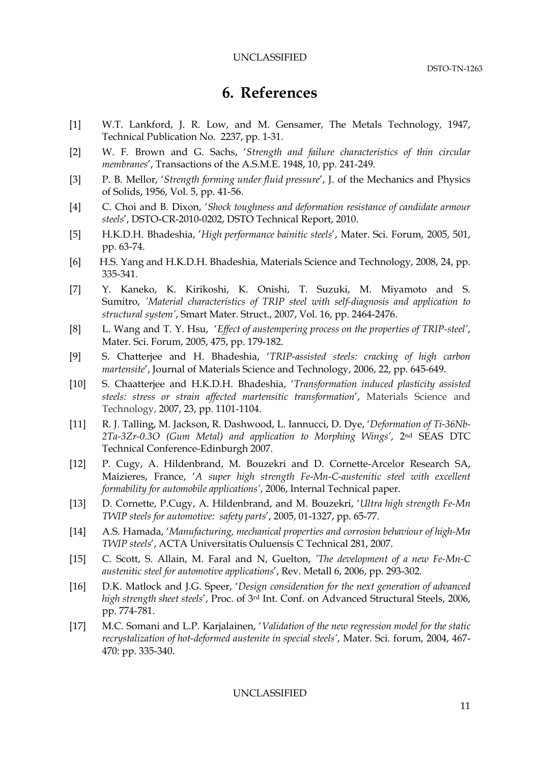# 6. References

[1] W.T. Lankford, J. R. Low, and M. Gensamer, The Metals Technology, 1947, Technical Publication No. 2237, pp. 1-31.

[2] W. F. Brown and G. Sachs, '*Strength and failure characteristics of thin circular membranes*', Transactions of the A.S.M.E. 1948, 10, pp. 241-249.

[3] P. B. Mellor, '*Strength forming under fluid pressure*', J. of the Mechanics and Physics of Solids, 1956, Vol. 5, pp. 41-56.

[4] C. Choi and B. Dixon, '*Shock toughness and deformation resistance of candidate armour steels*', DSTO-CR-2010-0202, DSTO Technical Report, 2010.

[5] H.K.D.H. Bhadeshia, '*High performance bainitic steels*', Mater. Sci. Forum, 2005, 501, pp. 63-74.

[6] H.S. Yang and H.K.D.H. Bhadeshia, Materials Science and Technology, 2008, 24, pp. 335-341.

[7] Y. Kaneko, K. Kirikoshi, K. Onishi, T. Suzuki, M. Miyamoto and S. Sumitro, '*Material characteristics of TRIP steel with self-diagnosis and application to structural system*', Smart Mater. Struct., 2007, Vol. 16, pp. 2464-2476.

[8] L. Wang and T. Y. Hsu, '*Effect of austempering process on the properties of TRIP-steel*', Mater. Sci. Forum, 2005, 475, pp. 179-182.

[9] S. Chatterjee and H. Bhadeshia, '*TRIP-assisted steels: cracking of high carbon martensite*', Journal of Materials Science and Technology, 2006, 22, pp. 645-649.

[10] S. Chaatterjee and H.K.D.H. Bhadeshia, '*Transformation induced plasticity assisted steels: stress or strain affected martensitic transformation*', Materials Science and Technology, 2007, 23, pp. 1101-1104.

[11] R. J. Talling, M. Jackson, R. Dashwood, L. Iannucci, D. Dye, '*Deformation of Ti-36Nb-2Ta-3Zr-0.3O (Gum Metal) and application to Morphing Wings*', 2nd SEAS DTC Technical Conference-Edinburgh 2007.

[12] P. Cugy, A. Hildenbrand, M. Bouzekri and D. Cornette-Arcelor Research SA, Maizieres, France, '*A super high strength Fe-Mn-C-austenitic steel with excellent formability for automobile applications*', 2006, Internal Technical paper.

[13] D. Cornette, P.Cugy, A. Hildenbrand, and M. Bouzekri, '*Ultra high strength Fe-Mn TWIP steels for automotive: safety parts*', 2005, 01-1327, pp. 65-77.

[14] A.S. Hamada, '*Manufacturing, mechanical properties and corrosion behaviour of high-Mn TWIP steels*', ACTA Universitatis Ouluensis C Technical 281, 2007.

[15] C. Scott, S. Allain, M. Faral and N, Guelton, '*The development of a new Fe-Mn-C austenitic steel for automotive applications*', Rev. Metall 6, 2006, pp. 293-302.

[16] D.K. Matlock and J.G. Speer, '*Design consideration for the next generation of advanced high strength sheet steels*', Proc. of 3rd Int. Conf. on Advanced Structural Steels, 2006, pp. 774-781.

[17] M.C. Somani and L.P. Karjalainen, '*Validation of the new regression model for the static recrystalization of hot-deformed austenite in special steels*', Mater. Sci. forum, 2004, 467-470: pp. 335-340.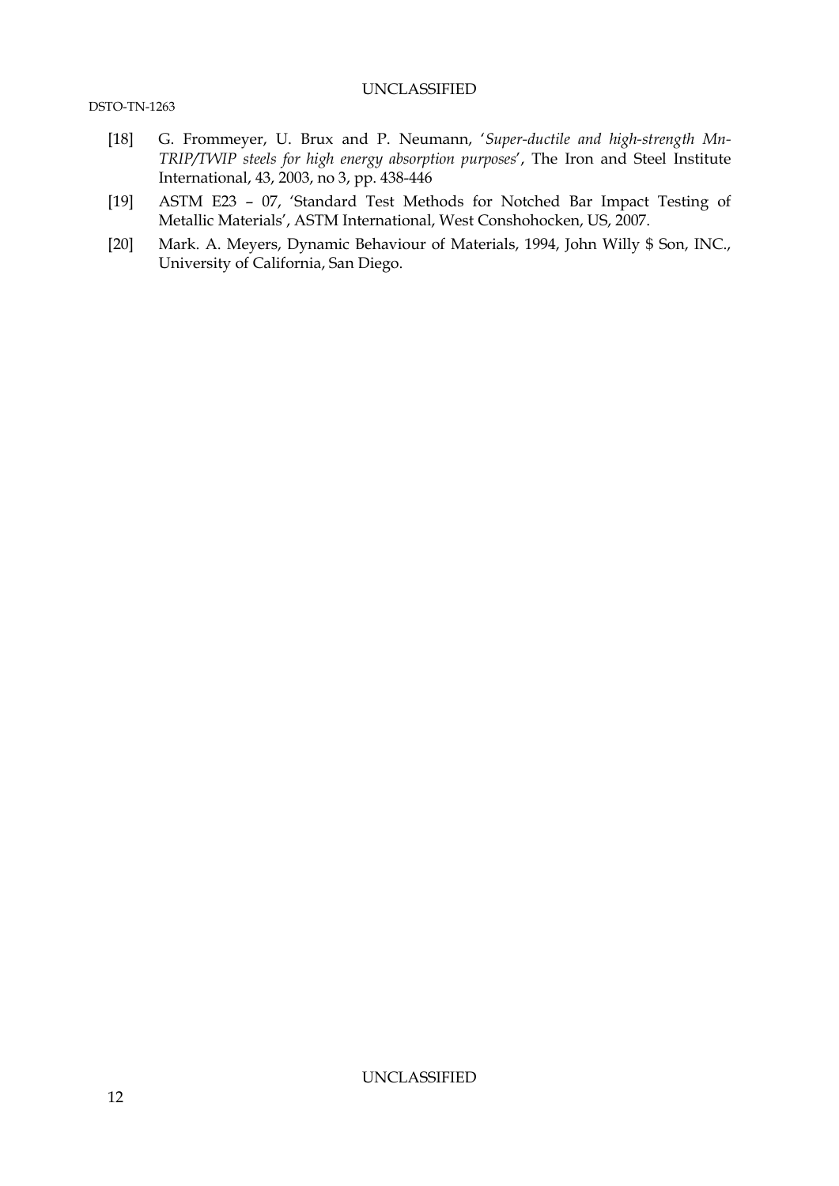[18] G. Frommeyer, U. Brux and P. Neumann, '*Super-ductile and high-strength Mn-TRIP/TWIP steels for high energy absorption purposes*', The Iron and Steel Institute International, 43, 2003, no 3, pp. 438-446

[19] ASTM E23 – 07, 'Standard Test Methods for Notched Bar Impact Testing of Metallic Materials', ASTM International, West Conshohocken, US, 2007.

[20] Mark. A. Meyers, Dynamic Behaviour of Materials, 1994, John Willy $ Son, INC., University of California, San Diego.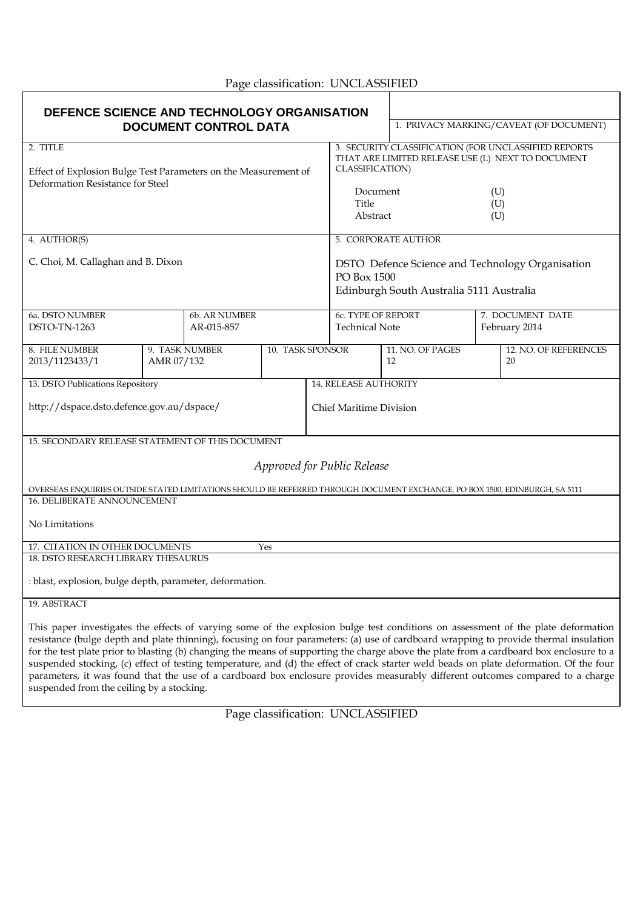Page classification: UNCLASSIFIED

**DEFENCE SCIENCE AND TECHNOLOGY ORGANISATION**
**DOCUMENT CONTROL DATA**

1. PRIVACY MARKING/CAVEAT (OF DOCUMENT)

| | |
|---|---|
| 2. TITLE<br><br>Effect of Explosion Bulge Test Parameters on the Measurement of Deformation Resistance for Steel | 3. SECURITY CLASSIFICATION (FOR UNCLASSIFIED REPORTS THAT ARE LIMITED RELEASE USE (L) NEXT TO DOCUMENT CLASSIFICATION)<br><br>Document (U)<br>Title (U)<br>Abstract (U) |
| 4. AUTHOR(S)<br><br>C. Choi, M. Callaghan and B. Dixon | 5. CORPORATE AUTHOR<br><br>DSTO Defence Science and Technology Organisation<br>PO Box 1500<br>Edinburgh South Australia 5111 Australia |

| 6a. DSTO NUMBER | 6b. AR NUMBER | 6c. TYPE OF REPORT | 7. DOCUMENT DATE |
|---|---|---|---|
| DSTO-TN-1263 | AR-015-857 | Technical Note | February 2014 |

| 8. FILE NUMBER | 9. TASK NUMBER | 10. TASK SPONSOR | 11. NO. OF PAGES | 12. NO. OF REFERENCES |
|---|---|---|---|---|
| 2013/1123433/1 | AMR 07/132 | | 12 | 20 |

| 13. DSTO Publications Repository | 14. RELEASE AUTHORITY |
|---|---|
| http://dspace.dsto.defence.gov.au/dspace/ | Chief Maritime Division |

15. SECONDARY RELEASE STATEMENT OF THIS DOCUMENT

*Approved for Public Release*

OVERSEAS ENQUIRIES OUTSIDE STATED LIMITATIONS SHOULD BE REFERRED THROUGH DOCUMENT EXCHANGE, PO BOX 1500, EDINBURGH, SA 5111

16. DELIBERATE ANNOUNCEMENT

No Limitations

17. CITATION IN OTHER DOCUMENTS Yes

18. DSTO RESEARCH LIBRARY THESAURUS

: blast, explosion, bulge depth, parameter, deformation.

19. ABSTRACT

This paper investigates the effects of varying some of the explosion bulge test conditions on assessment of the plate deformation resistance (bulge depth and plate thinning), focusing on four parameters: (a) use of cardboard wrapping to provide thermal insulation for the test plate prior to blasting (b) changing the means of supporting the charge above the plate from a cardboard box enclosure to a suspended stocking, (c) effect of testing temperature, and (d) the effect of crack starter weld beads on plate deformation. Of the four parameters, it was found that the use of a cardboard box enclosure provides measurably different outcomes compared to a charge suspended from the ceiling by a stocking.

Page classification: UNCLASSIFIED